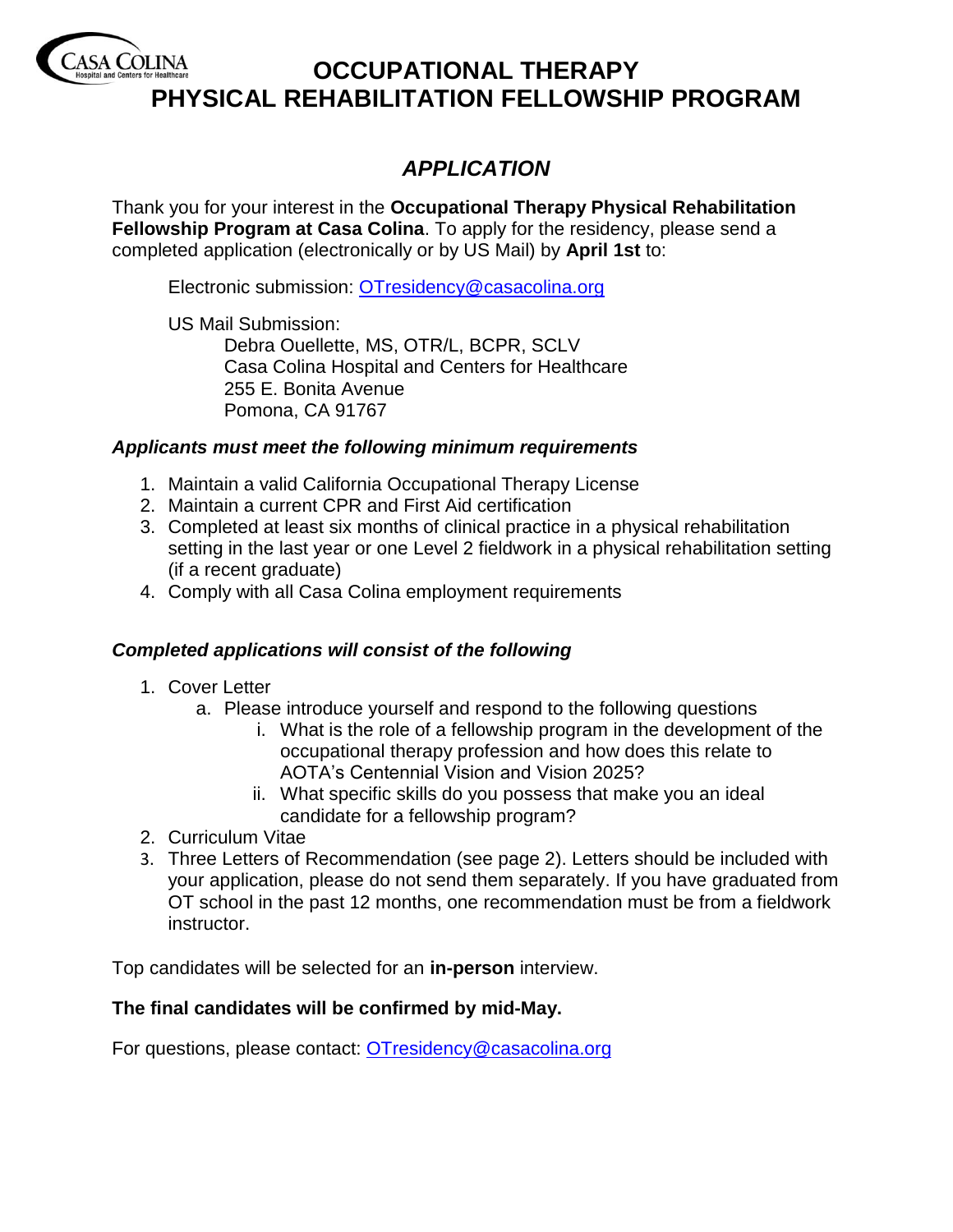# OCCUPATIONAL THERAPY PHYSICAL REHABILITATION FELLOWSHIP PROGRAM

## *APPLICATION*

Thank you for your interest in the **Occupational Therapy Physical Rehabilitation Fellowship Program at Casa Colina**. To apply for the residency, please send a completed application (electronically or by US Mail) by **April 1st** to:

Electronic submission: OTresidency@casacolina.org

US Mail Submission:
Debra Ouellette, MS, OTR/L, BCPR, SCLV
Casa Colina Hospital and Centers for Healthcare
255 E. Bonita Avenue
Pomona, CA 91767

### *Applicants must meet the following minimum requirements*

1. Maintain a valid California Occupational Therapy License
2. Maintain a current CPR and First Aid certification
3. Completed at least six months of clinical practice in a physical rehabilitation setting in the last year or one Level 2 fieldwork in a physical rehabilitation setting (if a recent graduate)
4. Comply with all Casa Colina employment requirements

### *Completed applications will consist of the following*

1. Cover Letter
   a. Please introduce yourself and respond to the following questions
      i. What is the role of a fellowship program in the development of the occupational therapy profession and how does this relate to AOTA's Centennial Vision and Vision 2025?
      ii. What specific skills do you possess that make you an ideal candidate for a fellowship program?
2. Curriculum Vitae
3. Three Letters of Recommendation (see page 2). Letters should be included with your application, please do not send them separately. If you have graduated from OT school in the past 12 months, one recommendation must be from a fieldwork instructor.

Top candidates will be selected for an **in-person** interview.

**The final candidates will be confirmed by mid-May.**

For questions, please contact: OTresidency@casacolina.org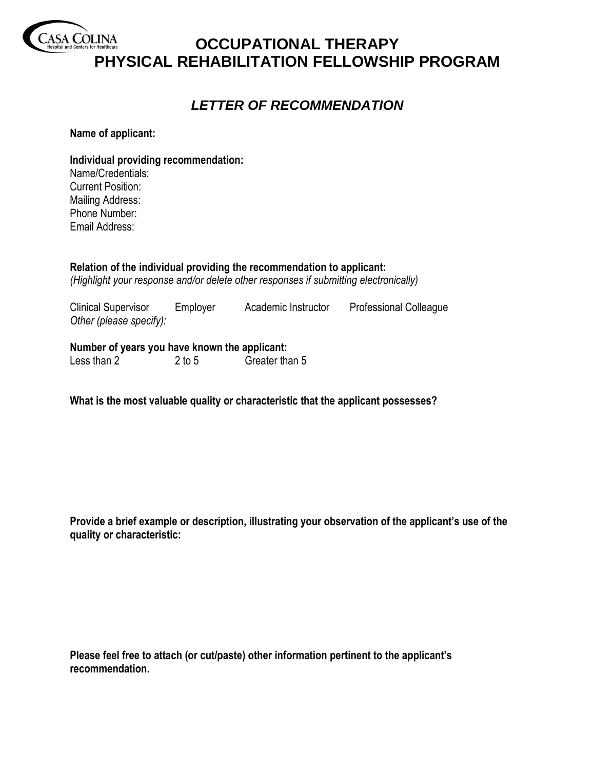# OCCUPATIONAL THERAPY PHYSICAL REHABILITATION FELLOWSHIP PROGRAM

## *LETTER OF RECOMMENDATION*

**Name of applicant:**

**Individual providing recommendation:**
Name/Credentials:
Current Position:
Mailing Address:
Phone Number:
Email Address:

**Relation of the individual providing the recommendation to applicant:**
*(Highlight your response and/or delete other responses if submitting electronically)*

Clinical Supervisor    Employer    Academic Instructor    Professional Colleague
*Other (please specify):*

**Number of years you have known the applicant:**
Less than 2    2 to 5    Greater than 5

**What is the most valuable quality or characteristic that the applicant possesses?**

**Provide a brief example or description, illustrating your observation of the applicant's use of the quality or characteristic:**

**Please feel free to attach (or cut/paste) other information pertinent to the applicant's recommendation.**